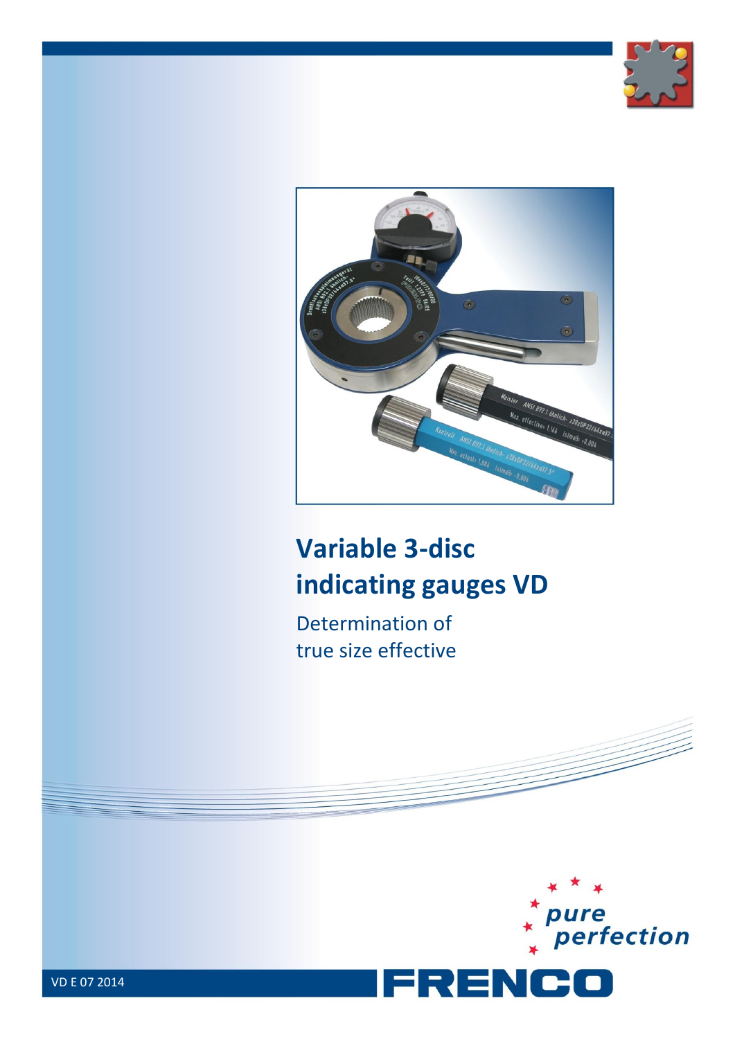# Variable 3-disc indicating gauges VD

## Determination of true size effective

pure perfection

FRENCO

VD E 07 2014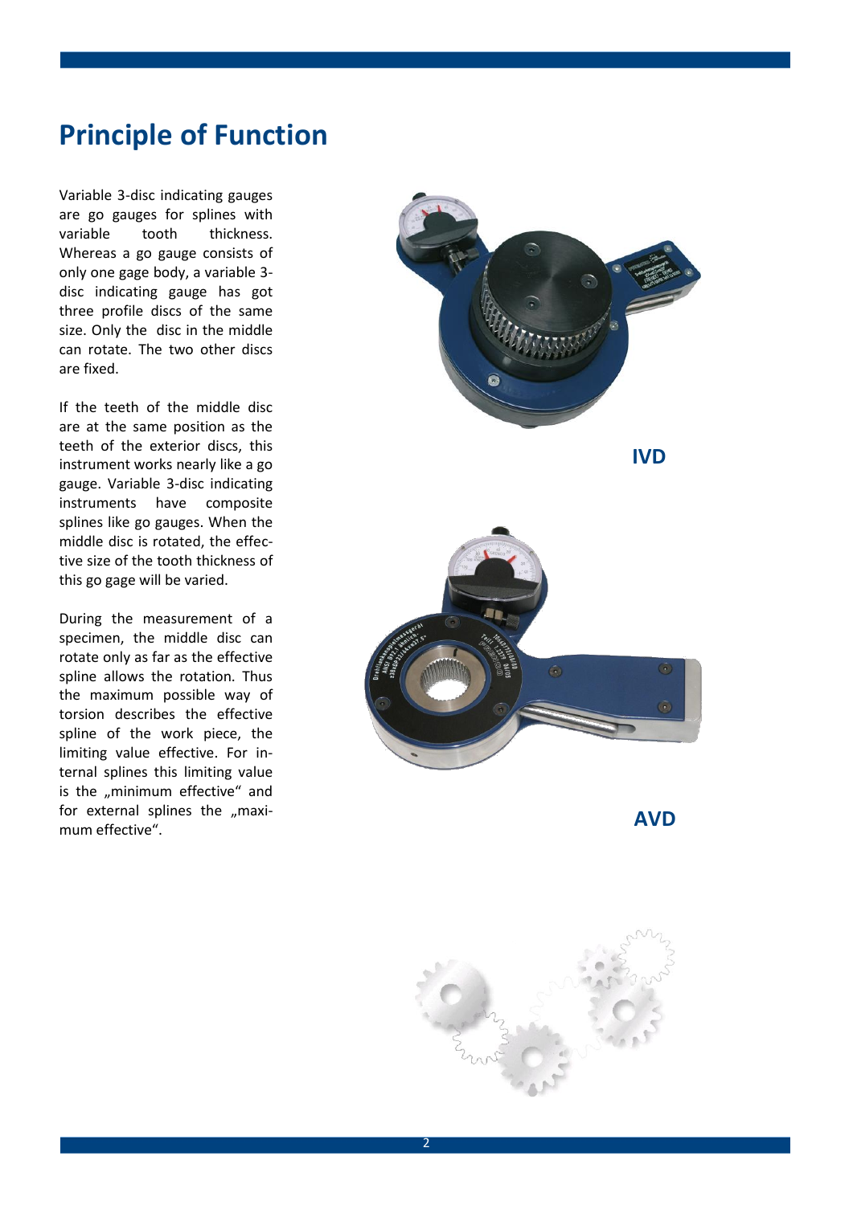# Principle of Function

Variable 3-disc indicating gauges are go gauges for splines with variable tooth thickness. Whereas a go gauge consists of only one gage body, a variable 3-disc indicating gauge has got three profile discs of the same size. Only the disc in the middle can rotate. The two other discs are fixed.

If the teeth of the middle disc are at the same position as the teeth of the exterior discs, this instrument works nearly like a go gauge. Variable 3-disc indicating instruments have composite splines like go gauges. When the middle disc is rotated, the effective size of the tooth thickness of this go gage will be varied.

During the measurement of a specimen, the middle disc can rotate only as far as the effective spline allows the rotation. Thus the maximum possible way of torsion describes the effective spline of the work piece, the limiting value effective. For internal splines this limiting value is the „minimum effective" and for external splines the „maximum effective".

**IVD**

**AVD**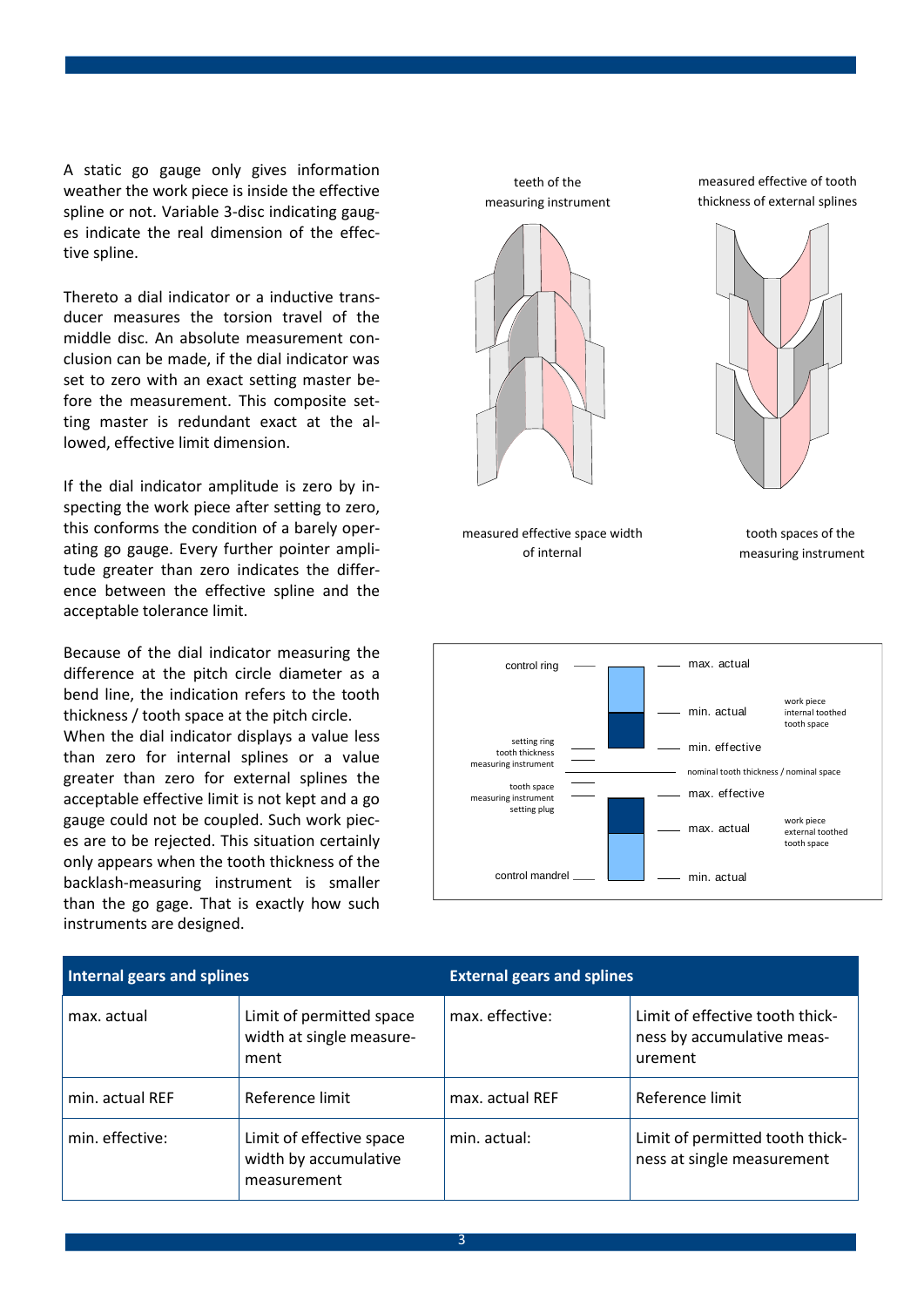A static go gauge only gives information weather the work piece is inside the effective spline or not. Variable 3-disc indicating gauges indicate the real dimension of the effective spline.

Thereto a dial indicator or a inductive transducer measures the torsion travel of the middle disc. An absolute measurement conclusion can be made, if the dial indicator was set to zero with an exact setting master before the measurement. This composite setting master is redundant exact at the allowed, effective limit dimension.

If the dial indicator amplitude is zero by inspecting the work piece after setting to zero, this conforms the condition of a barely operating go gauge. Every further pointer amplitude greater than zero indicates the difference between the effective spline and the acceptable tolerance limit.

Because of the dial indicator measuring the difference at the pitch circle diameter as a bend line, the indication refers to the tooth thickness / tooth space at the pitch circle.
When the dial indicator displays a value less than zero for internal splines or a value greater than zero for external splines the acceptable effective limit is not kept and a go gauge could not be coupled. Such work pieces are to be rejected. This situation certainly only appears when the tooth thickness of the backlash-measuring instrument is smaller than the go gage. That is exactly how such instruments are designed.

teeth of the measuring instrument

measured effective of tooth thickness of external splines

measured effective space width of internal

tooth spaces of the measuring instrument

control ring — max. actual

min. actual — work piece internal toothed tooth space

setting ring tooth thickness measuring instrument — min. effective

nominal tooth thickness / nominal space

tooth space measuring instrument setting plug — max. effective

max. actual — work piece external toothed tooth space

control mandrel — min. actual

| Internal gears and splines | | External gears and splines | |
|---|---|---|---|
| max. actual | Limit of permitted space width at single measurement | max. effective: | Limit of effective tooth thickness by accumulative measurement |
| min. actual REF | Reference limit | max. actual REF | Reference limit |
| min. effective: | Limit of effective space width by accumulative measurement | min. actual: | Limit of permitted tooth thickness at single measurement |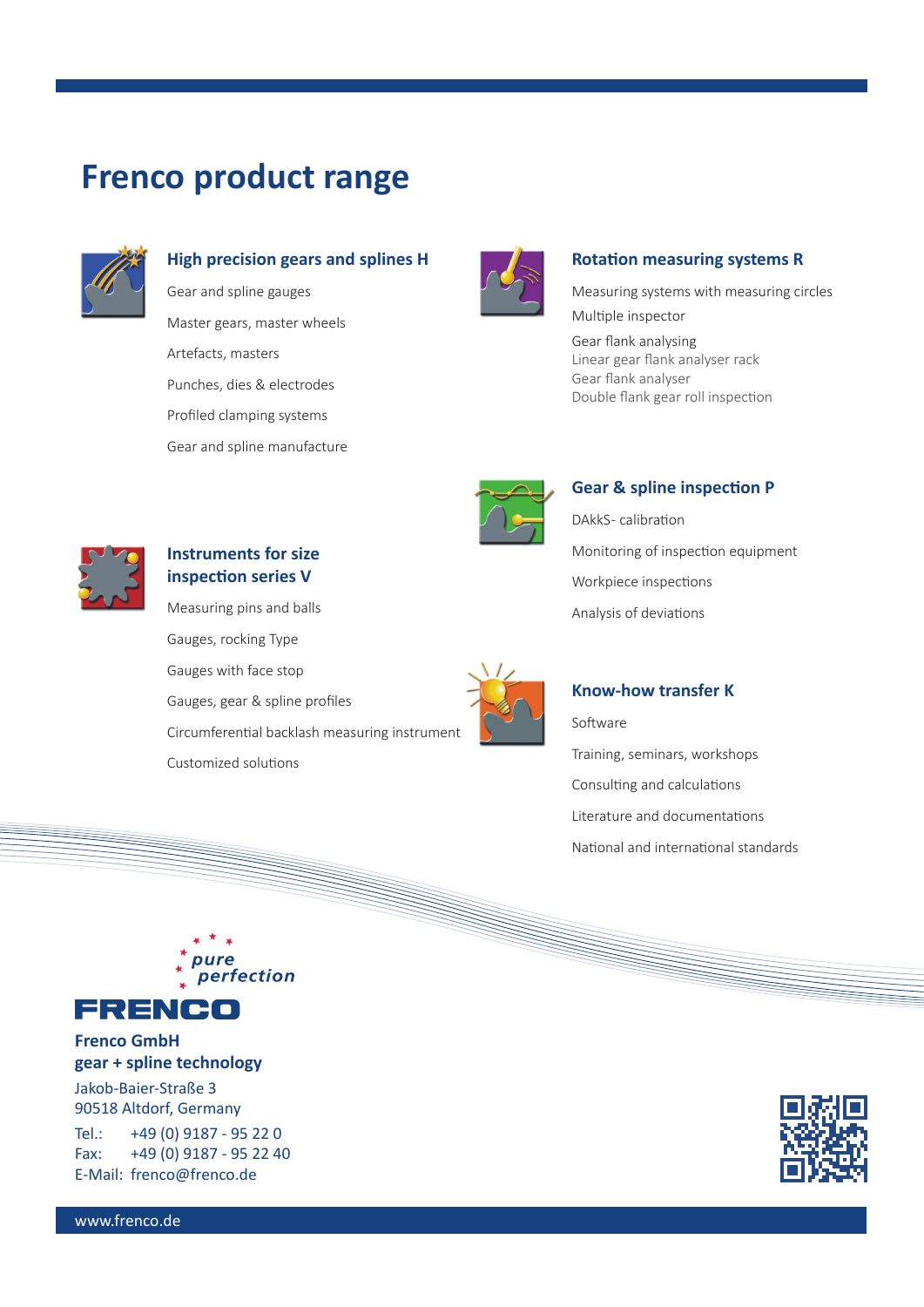# Frenco product range

## High precision gears and splines H

Gear and spline gauges

Master gears, master wheels

Artefacts, masters

Punches, dies & electrodes

Profiled clamping systems

Gear and spline manufacture

## Instruments for size inspection series V

Measuring pins and balls

Gauges, rocking Type

Gauges with face stop

Gauges, gear & spline profiles

Circumferential backlash measuring instrument

Customized solutions

## Rotation measuring systems R

Measuring systems with measuring circles

Multiple inspector

Gear flank analysing
Linear gear flank analyser rack
Gear flank analyser
Double flank gear roll inspection

## Gear & spline inspection P

DAkkS- calibration

Monitoring of inspection equipment

Workpiece inspections

Analysis of deviations

## Know-how transfer K

Software

Training, seminars, workshops

Consulting and calculations

Literature and documentations

National and international standards

*pure perfection*

**FRENCO**

**Frenco GmbH**
**gear + spline technology**

Jakob-Baier-Straße 3
90518 Altdorf, Germany

Tel.: +49 (0) 9187 - 95 22 0
Fax: +49 (0) 9187 - 95 22 40
E-Mail: frenco@frenco.de

www.frenco.de